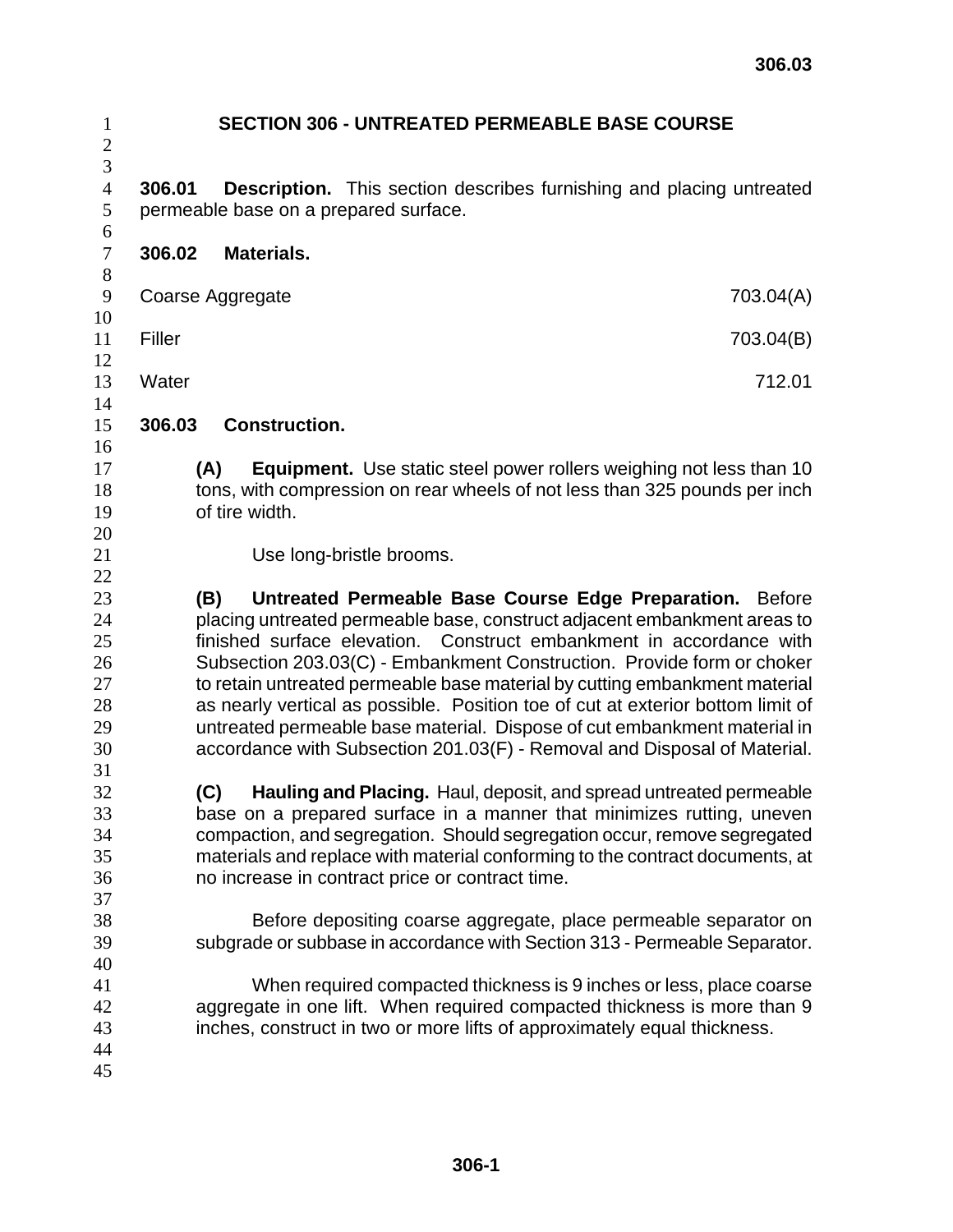# SECTION 306 - UNTREATED PERMEABLE BASE COURSE

**306.01 Description.** This section describes furnishing and placing untreated permeable base on a prepared surface.

**306.02 Materials.**

| | |
|---|---|
| Coarse Aggregate | 703.04(A) |
| Filler | 703.04(B) |
| Water | 712.01 |

**306.03 Construction.**

**(A) Equipment.** Use static steel power rollers weighing not less than 10 tons, with compression on rear wheels of not less than 325 pounds per inch of tire width.

Use long-bristle brooms.

**(B) Untreated Permeable Base Course Edge Preparation.** Before placing untreated permeable base, construct adjacent embankment areas to finished surface elevation. Construct embankment in accordance with Subsection 203.03(C) - Embankment Construction. Provide form or choker to retain untreated permeable base material by cutting embankment material as nearly vertical as possible. Position toe of cut at exterior bottom limit of untreated permeable base material. Dispose of cut embankment material in accordance with Subsection 201.03(F) - Removal and Disposal of Material.

**(C) Hauling and Placing.** Haul, deposit, and spread untreated permeable base on a prepared surface in a manner that minimizes rutting, uneven compaction, and segregation. Should segregation occur, remove segregated materials and replace with material conforming to the contract documents, at no increase in contract price or contract time.

Before depositing coarse aggregate, place permeable separator on subgrade or subbase in accordance with Section 313 - Permeable Separator.

When required compacted thickness is 9 inches or less, place coarse aggregate in one lift. When required compacted thickness is more than 9 inches, construct in two or more lifts of approximately equal thickness.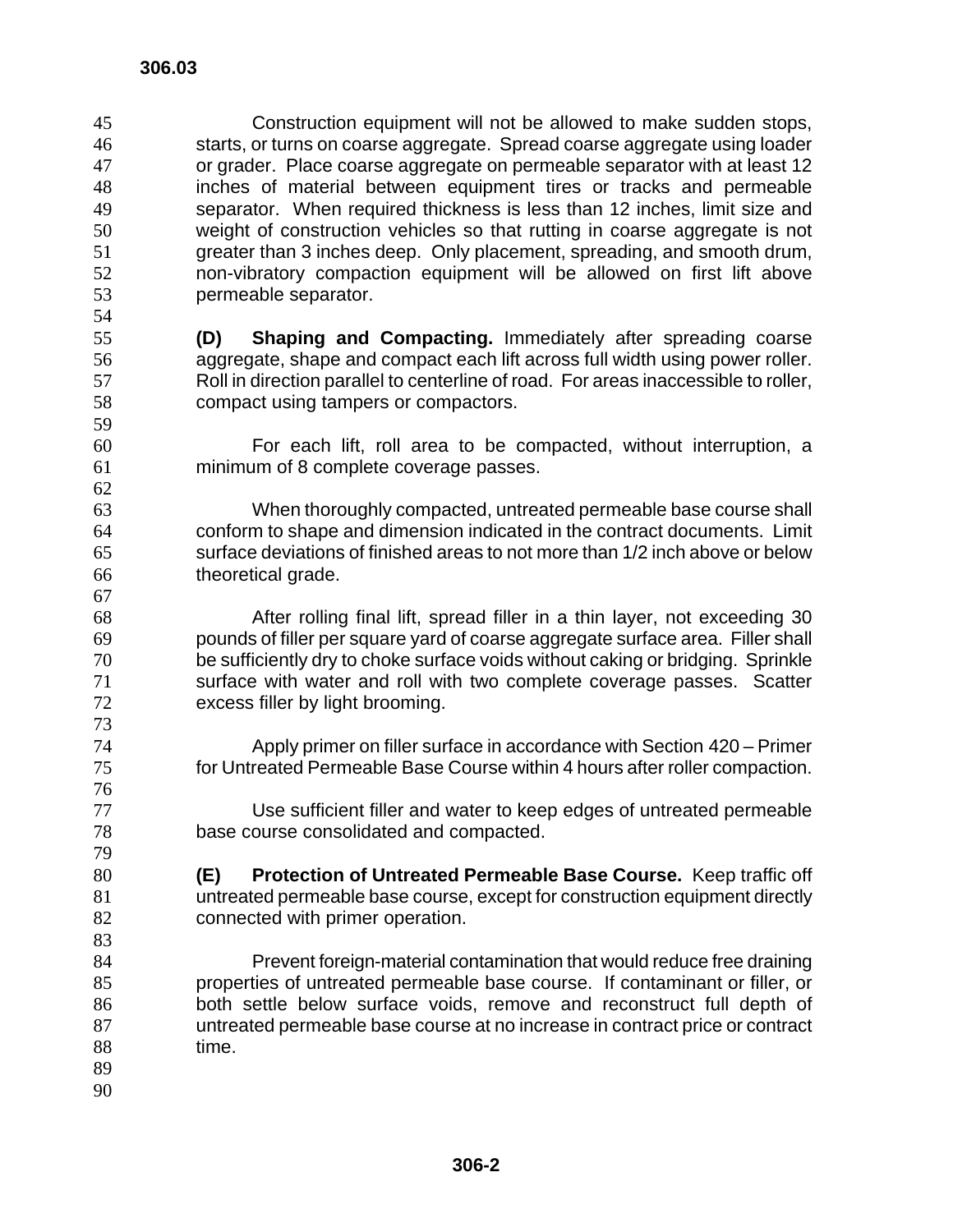Construction equipment will not be allowed to make sudden stops, starts, or turns on coarse aggregate. Spread coarse aggregate using loader or grader. Place coarse aggregate on permeable separator with at least 12 inches of material between equipment tires or tracks and permeable separator. When required thickness is less than 12 inches, limit size and weight of construction vehicles so that rutting in coarse aggregate is not greater than 3 inches deep. Only placement, spreading, and smooth drum, non-vibratory compaction equipment will be allowed on first lift above permeable separator.

**(D) Shaping and Compacting.** Immediately after spreading coarse aggregate, shape and compact each lift across full width using power roller. Roll in direction parallel to centerline of road. For areas inaccessible to roller, compact using tampers or compactors.

For each lift, roll area to be compacted, without interruption, a minimum of 8 complete coverage passes.

When thoroughly compacted, untreated permeable base course shall conform to shape and dimension indicated in the contract documents. Limit surface deviations of finished areas to not more than 1/2 inch above or below theoretical grade.

After rolling final lift, spread filler in a thin layer, not exceeding 30 pounds of filler per square yard of coarse aggregate surface area. Filler shall be sufficiently dry to choke surface voids without caking or bridging. Sprinkle surface with water and roll with two complete coverage passes. Scatter excess filler by light brooming.

Apply primer on filler surface in accordance with Section 420 – Primer for Untreated Permeable Base Course within 4 hours after roller compaction.

Use sufficient filler and water to keep edges of untreated permeable base course consolidated and compacted.

**(E) Protection of Untreated Permeable Base Course.** Keep traffic off untreated permeable base course, except for construction equipment directly connected with primer operation.

Prevent foreign-material contamination that would reduce free draining properties of untreated permeable base course. If contaminant or filler, or both settle below surface voids, remove and reconstruct full depth of untreated permeable base course at no increase in contract price or contract time.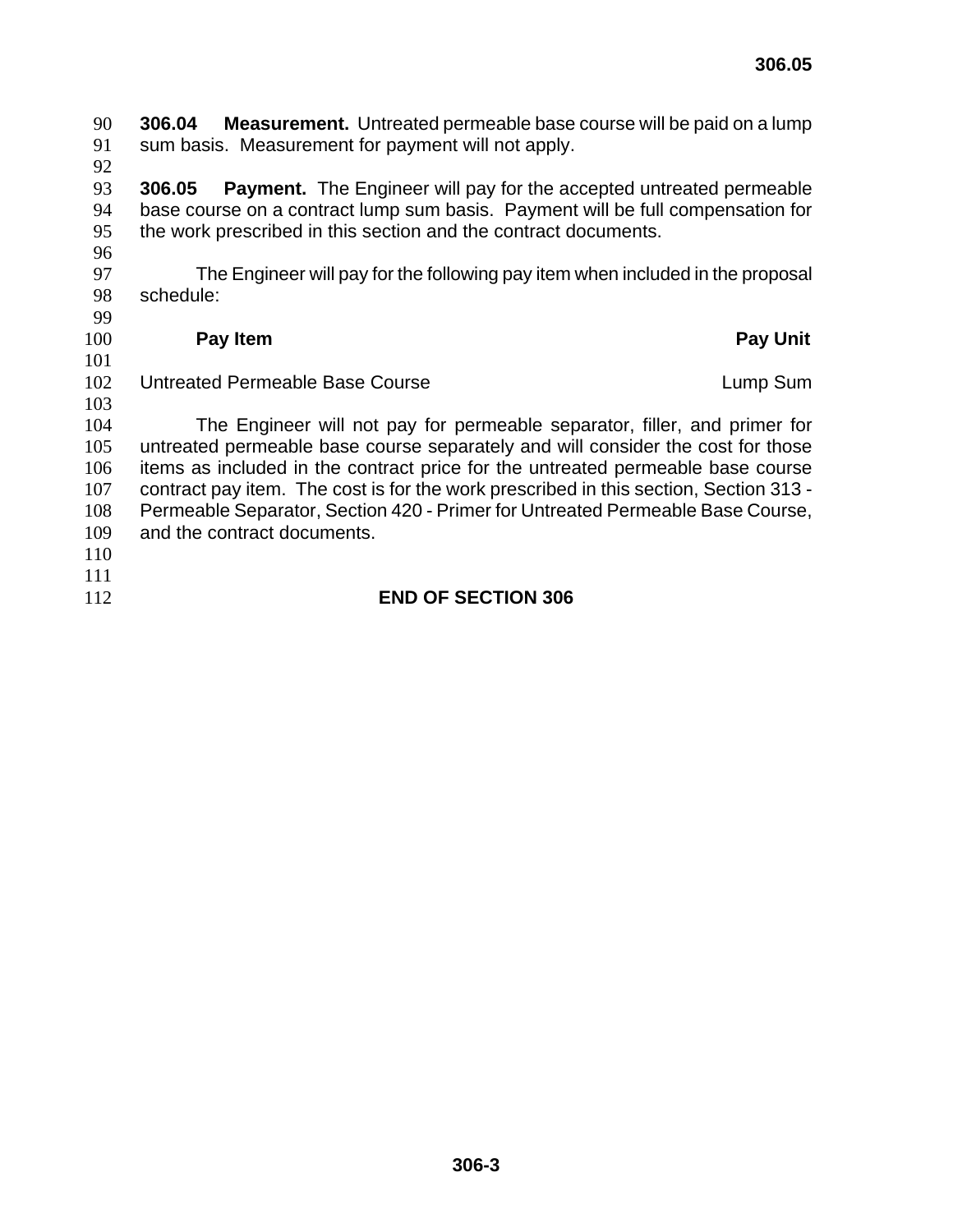**306.04 Measurement.** Untreated permeable base course will be paid on a lump sum basis. Measurement for payment will not apply.

**306.05 Payment.** The Engineer will pay for the accepted untreated permeable base course on a contract lump sum basis. Payment will be full compensation for the work prescribed in this section and the contract documents.

The Engineer will pay for the following pay item when included in the proposal schedule:

| Pay Item | Pay Unit |
|---|---|
| Untreated Permeable Base Course | Lump Sum |

The Engineer will not pay for permeable separator, filler, and primer for untreated permeable base course separately and will consider the cost for those items as included in the contract price for the untreated permeable base course contract pay item. The cost is for the work prescribed in this section, Section 313 - Permeable Separator, Section 420 - Primer for Untreated Permeable Base Course, and the contract documents.

**END OF SECTION 306**